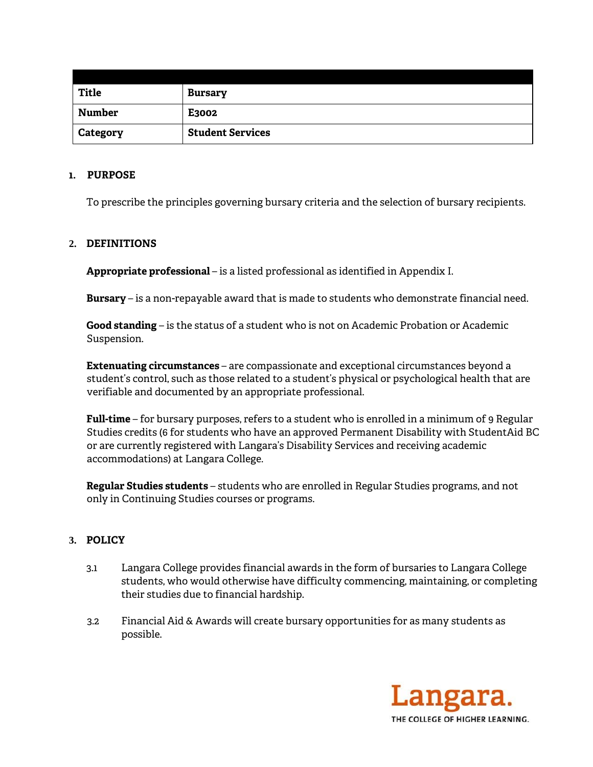| Title | Bursary |
|---|---|
| Number | E3002 |
| Category | Student Services |

## 1. PURPOSE

To prescribe the principles governing bursary criteria and the selection of bursary recipients.

## 2. DEFINITIONS

**Appropriate professional** – is a listed professional as identified in Appendix I.

**Bursary** – is a non-repayable award that is made to students who demonstrate financial need.

**Good standing** – is the status of a student who is not on Academic Probation or Academic Suspension.

**Extenuating circumstances** – are compassionate and exceptional circumstances beyond a student's control, such as those related to a student's physical or psychological health that are verifiable and documented by an appropriate professional.

**Full-time** – for bursary purposes, refers to a student who is enrolled in a minimum of 9 Regular Studies credits (6 for students who have an approved Permanent Disability with StudentAid BC or are currently registered with Langara's Disability Services and receiving academic accommodations) at Langara College.

**Regular Studies students** – students who are enrolled in Regular Studies programs, and not only in Continuing Studies courses or programs.

## 3. POLICY

3.1 Langara College provides financial awards in the form of bursaries to Langara College students, who would otherwise have difficulty commencing, maintaining, or completing their studies due to financial hardship.

3.2 Financial Aid & Awards will create bursary opportunities for as many students as possible.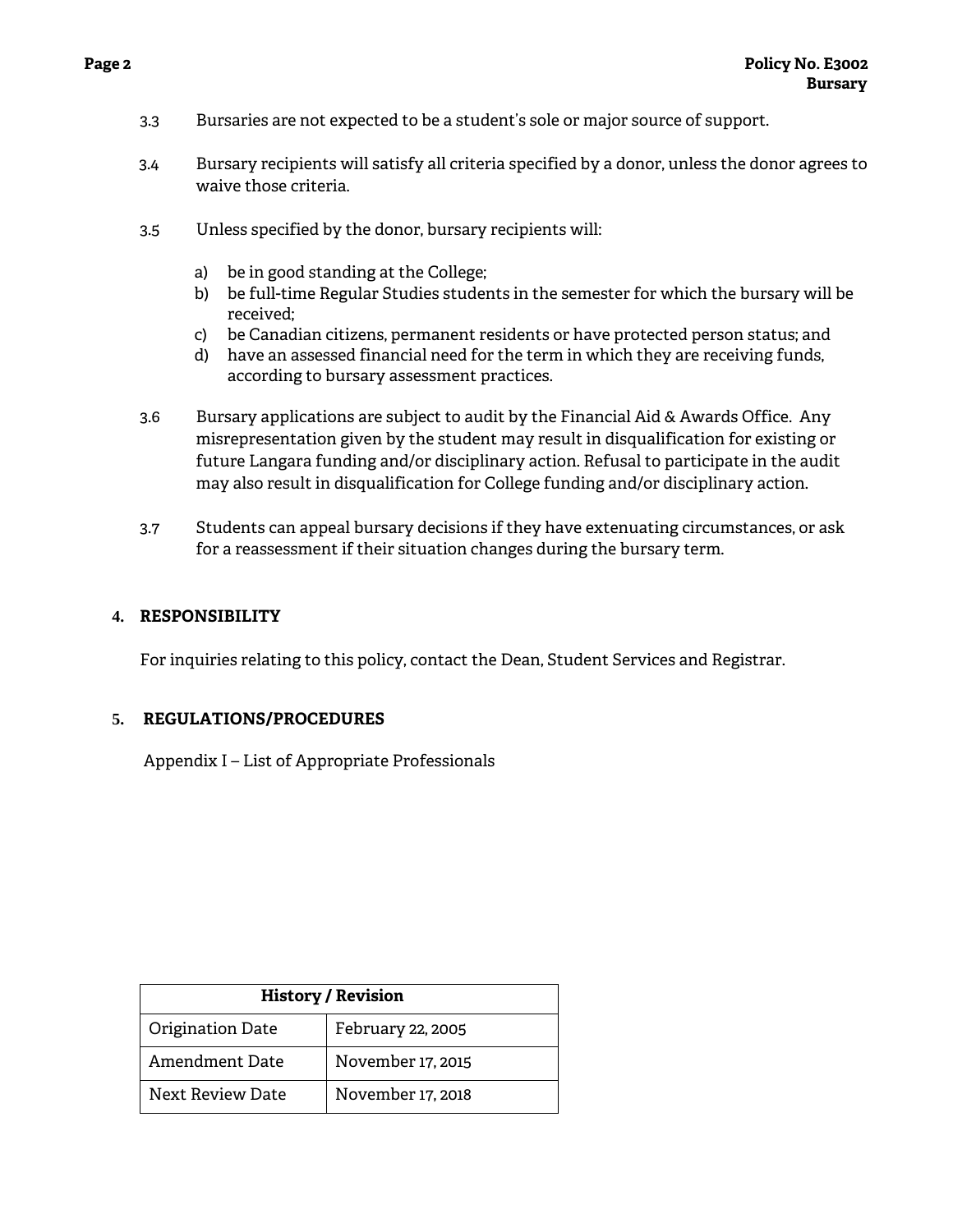3.3 Bursaries are not expected to be a student's sole or major source of support.

3.4 Bursary recipients will satisfy all criteria specified by a donor, unless the donor agrees to waive those criteria.

3.5 Unless specified by the donor, bursary recipients will:

a) be in good standing at the College;
b) be full-time Regular Studies students in the semester for which the bursary will be received;
c) be Canadian citizens, permanent residents or have protected person status; and
d) have an assessed financial need for the term in which they are receiving funds, according to bursary assessment practices.

3.6 Bursary applications are subject to audit by the Financial Aid & Awards Office. Any misrepresentation given by the student may result in disqualification for existing or future Langara funding and/or disciplinary action. Refusal to participate in the audit may also result in disqualification for College funding and/or disciplinary action.

3.7 Students can appeal bursary decisions if they have extenuating circumstances, or ask for a reassessment if their situation changes during the bursary term.

## 4. RESPONSIBILITY

For inquiries relating to this policy, contact the Dean, Student Services and Registrar.

## 5. REGULATIONS/PROCEDURES

Appendix I – List of Appropriate Professionals

| History / Revision | |
|---|---|
| Origination Date | February 22, 2005 |
| Amendment Date | November 17, 2015 |
| Next Review Date | November 17, 2018 |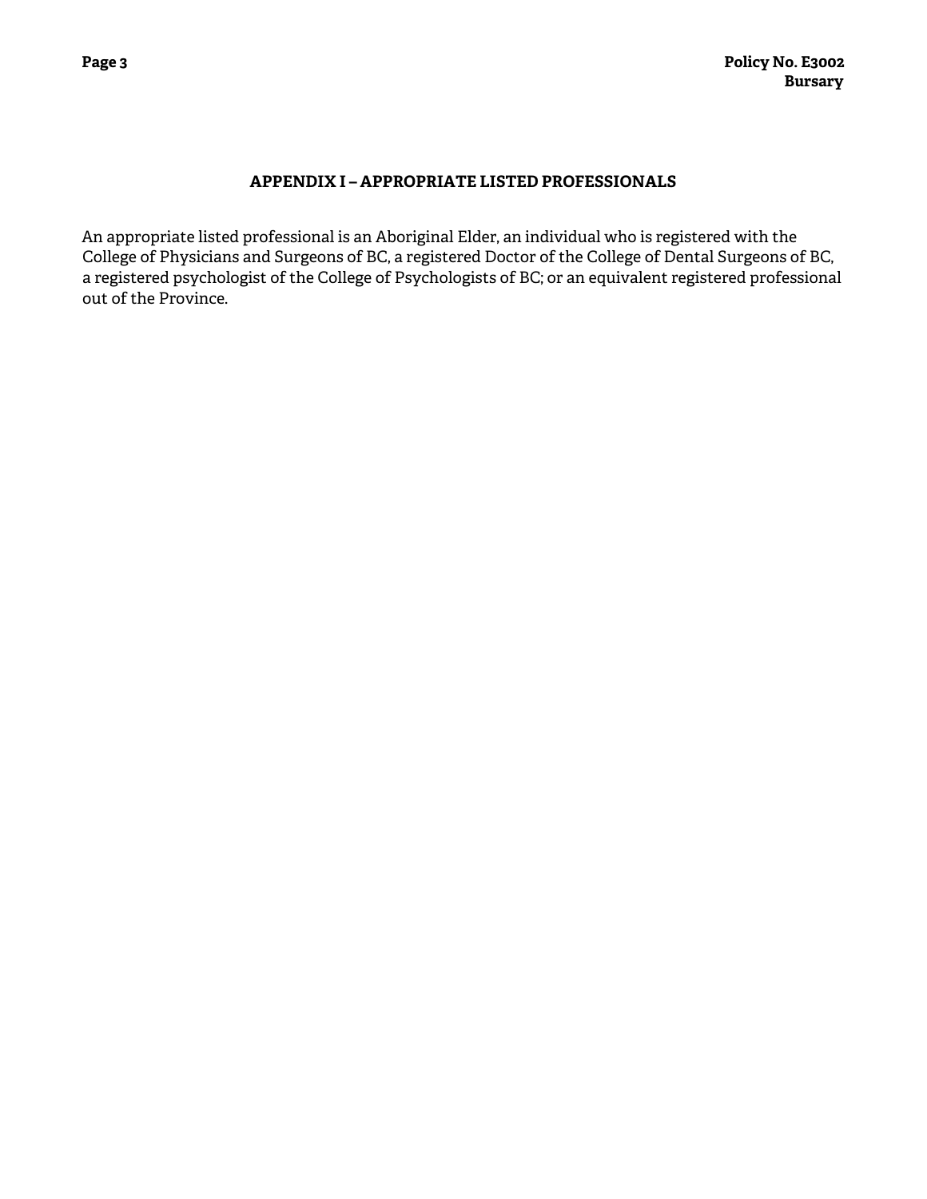## APPENDIX I – APPROPRIATE LISTED PROFESSIONALS

An appropriate listed professional is an Aboriginal Elder, an individual who is registered with the College of Physicians and Surgeons of BC, a registered Doctor of the College of Dental Surgeons of BC, a registered psychologist of the College of Psychologists of BC; or an equivalent registered professional out of the Province.